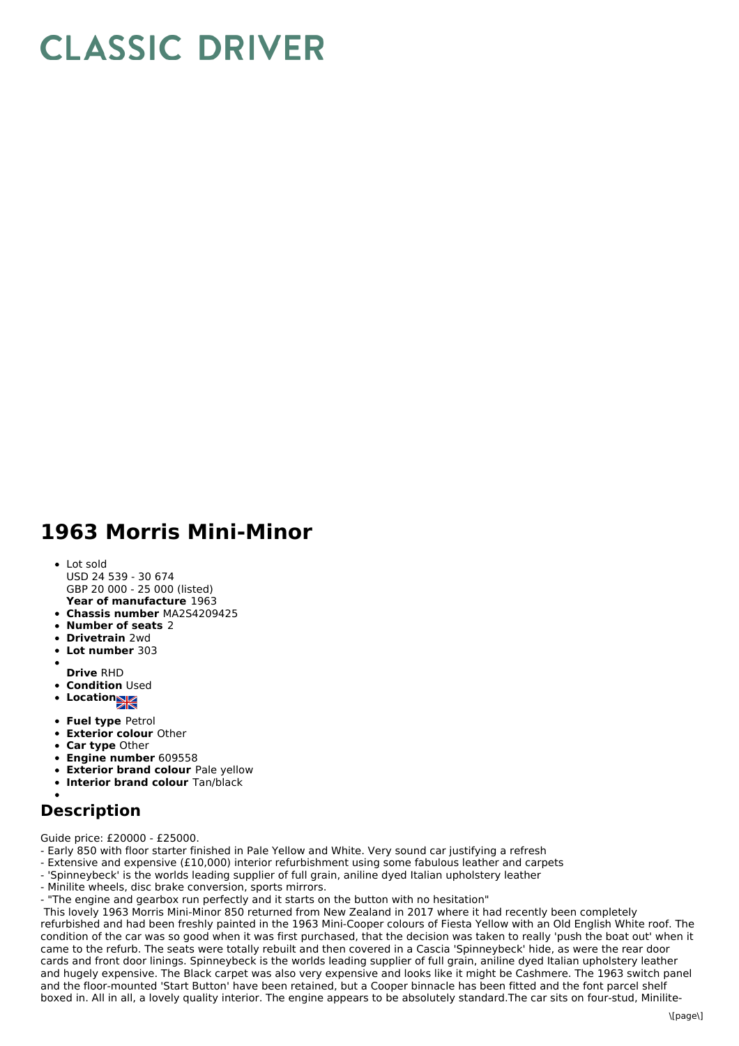# CLASSIC DRIVER

# 1963 Morris Mini-Minor

- Lot sold
  USD 24 539 - 30 674
  GBP 20 000 - 25 000 (listed)
  **Year of manufacture** 1963
- **Chassis number** MA2S4209425
- **Number of seats** 2
- **Drivetrain** 2wd
- **Lot number** 303
- **Drive** RHD
- **Condition** Used
- **Location**
- **Fuel type** Petrol
- **Exterior colour** Other
- **Car type** Other
- **Engine number** 609558
- **Exterior brand colour** Pale yellow
- **Interior brand colour** Tan/black

## Description

Guide price: £20000 - £25000.
- Early 850 with floor starter finished in Pale Yellow and White. Very sound car justifying a refresh
- Extensive and expensive (£10,000) interior refurbishment using some fabulous leather and carpets
- 'Spinneybeck' is the worlds leading supplier of full grain, aniline dyed Italian upholstery leather
- Minilite wheels, disc brake conversion, sports mirrors.
- "The engine and gearbox run perfectly and it starts on the button with no hesitation"

This lovely 1963 Morris Mini-Minor 850 returned from New Zealand in 2017 where it had recently been completely refurbished and had been freshly painted in the 1963 Mini-Cooper colours of Fiesta Yellow with an Old English White roof. The condition of the car was so good when it was first purchased, that the decision was taken to really 'push the boat out' when it came to the refurb. The seats were totally rebuilt and then covered in a Cascia 'Spinneybeck' hide, as were the rear door cards and front door linings. Spinneybeck is the worlds leading supplier of full grain, aniline dyed Italian upholstery leather and hugely expensive. The Black carpet was also very expensive and looks like it might be Cashmere. The 1963 switch panel and the floor-mounted 'Start Button' have been retained, but a Cooper binnacle has been fitted and the font parcel shelf boxed in. All in all, a lovely quality interior. The engine appears to be absolutely standard.The car sits on four-stud, Minilite-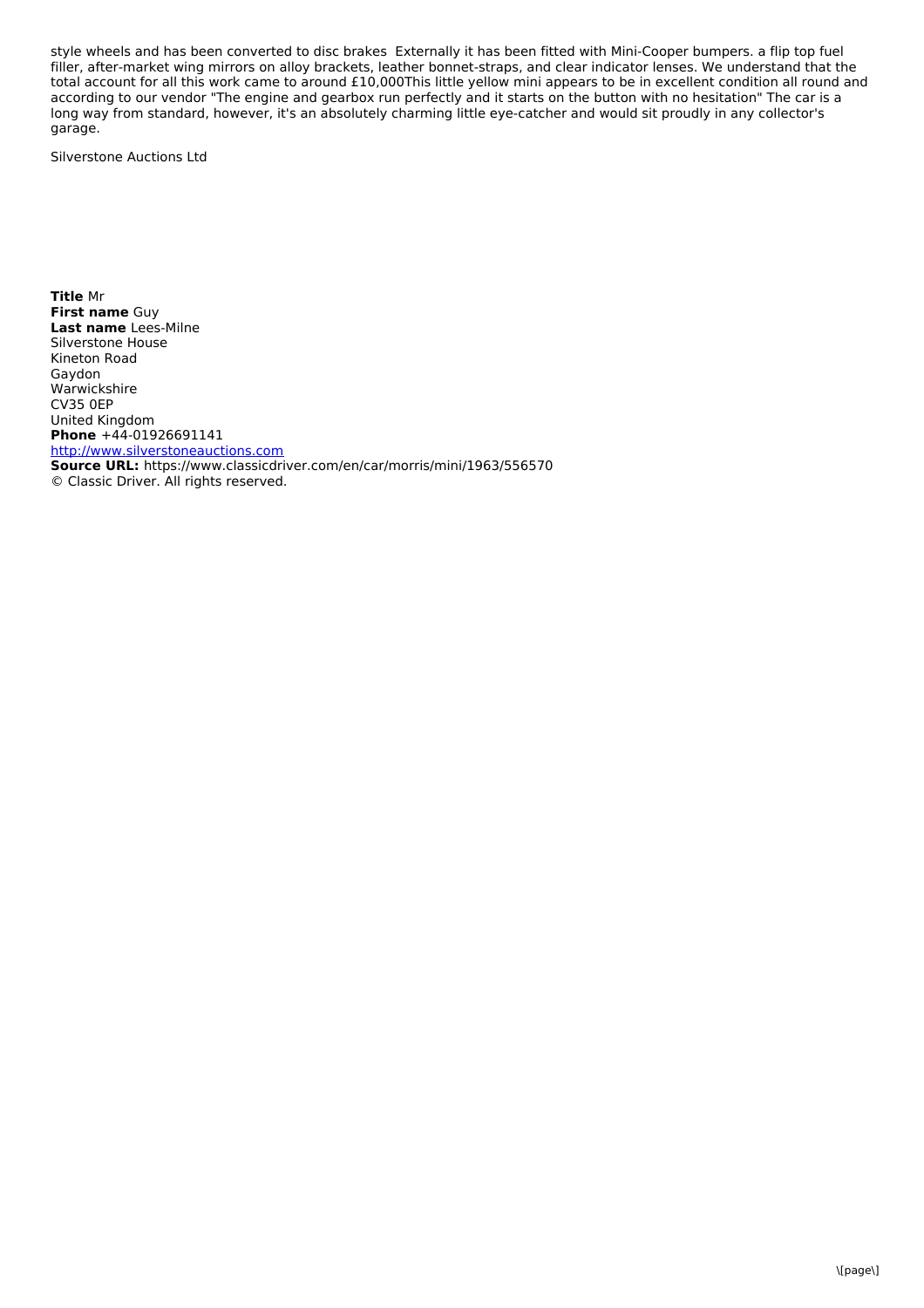style wheels and has been converted to disc brakes  Externally it has been fitted with Mini-Cooper bumpers. a flip top fuel filler, after-market wing mirrors on alloy brackets, leather bonnet-straps, and clear indicator lenses. We understand that the total account for all this work came to around £10,000This little yellow mini appears to be in excellent condition all round and according to our vendor "The engine and gearbox run perfectly and it starts on the button with no hesitation" The car is a long way from standard, however, it's an absolutely charming little eye-catcher and would sit proudly in any collector's garage.

Silverstone Auctions Ltd

**Title** Mr
**First name** Guy
**Last name** Lees-Milne
Silverstone House
Kineton Road
Gaydon
Warwickshire
CV35 0EP
United Kingdom
**Phone** +44-01926691141
[http://www.silverstoneauctions.com](http://www.silverstoneauctions.com)
**Source URL:** https://www.classicdriver.com/en/car/morris/mini/1963/556570
© Classic Driver. All rights reserved.